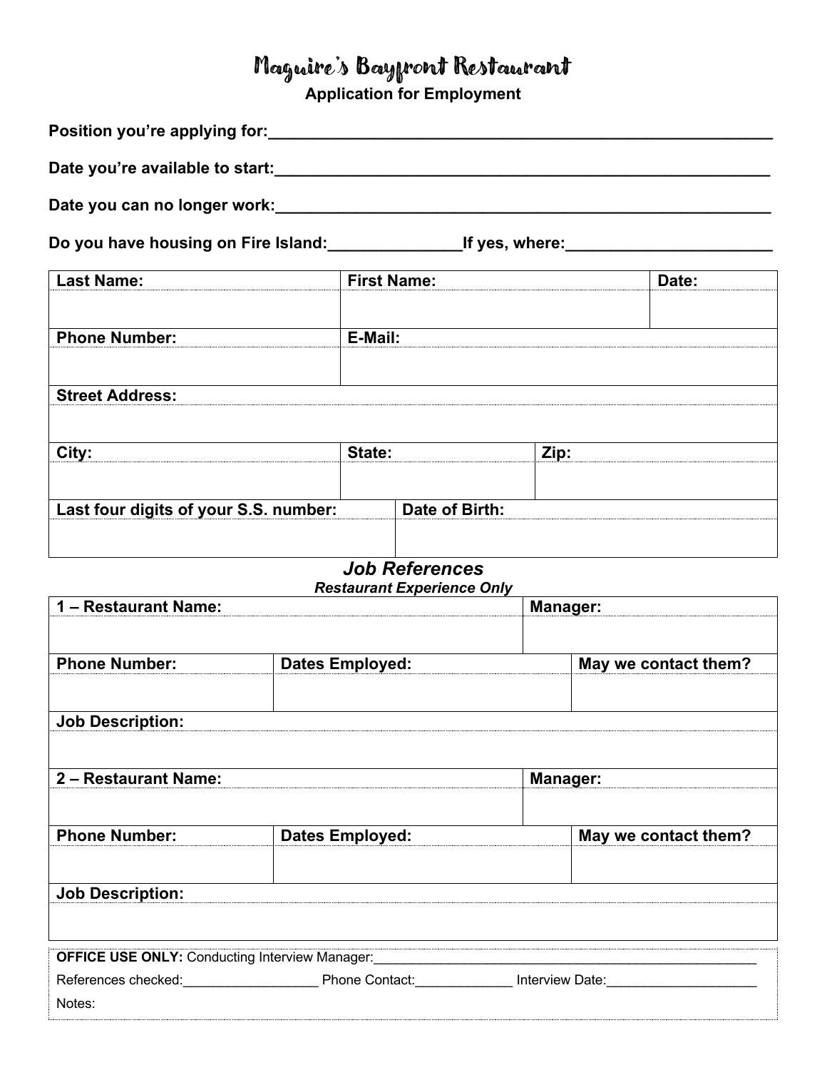# Maguire's Bayfront Restaurant

**Application for Employment**

**Position you're applying for:**\_\_\_\_\_\_\_\_\_\_\_\_\_\_\_\_\_\_\_\_\_\_\_\_\_\_\_\_\_\_\_\_\_\_\_\_\_\_\_\_\_\_\_\_\_\_\_\_\_\_\_\_\_\_\_\_\_\_

**Date you're available to start:**\_\_\_\_\_\_\_\_\_\_\_\_\_\_\_\_\_\_\_\_\_\_\_\_\_\_\_\_\_\_\_\_\_\_\_\_\_\_\_\_\_\_\_\_\_\_\_\_\_\_\_\_\_\_\_\_

**Date you can no longer work:**\_\_\_\_\_\_\_\_\_\_\_\_\_\_\_\_\_\_\_\_\_\_\_\_\_\_\_\_\_\_\_\_\_\_\_\_\_\_\_\_\_\_\_\_\_\_\_\_\_\_\_\_\_\_\_\_

**Do you have housing on Fire Island:**\_\_\_\_\_\_\_\_\_\_\_\_\_\_\_**If yes, where:**\_\_\_\_\_\_\_\_\_\_\_\_\_\_\_\_\_\_\_\_\_\_\_

| **Last Name:** | **First Name:** | **Date:** |
|---|---|---|
| | | |
| **Phone Number:** | **E-Mail:** | |
| | | |
| **Street Address:** | | |
| | | |
| **City:** | **State:** | **Zip:** |
| | | |
| **Last four digits of your S.S. number:** | **Date of Birth:** | |
| | | |

## *Job References*

***Restaurant Experience Only***

| **1 – Restaurant Name:** | | **Manager:** |
|---|---|---|
| | | |
| **Phone Number:** | **Dates Employed:** | **May we contact them?** |
| | | |
| **Job Description:** | | |
| | | |
| **2 – Restaurant Name:** | | **Manager:** |
| | | |
| **Phone Number:** | **Dates Employed:** | **May we contact them?** |
| | | |
| **Job Description:** | | |
| | | |

**OFFICE USE ONLY:** Conducting Interview Manager:\_\_\_\_\_\_\_\_\_\_\_\_\_\_\_\_\_\_\_\_\_\_\_\_\_\_\_\_\_\_\_\_\_\_\_\_\_\_\_\_\_\_\_\_\_\_\_\_\_\_

References checked:\_\_\_\_\_\_\_\_\_\_\_\_\_\_\_\_\_\_ Phone Contact:\_\_\_\_\_\_\_\_\_\_\_\_\_ Interview Date:\_\_\_\_\_\_\_\_\_\_\_\_\_\_\_\_\_\_\_\_

Notes: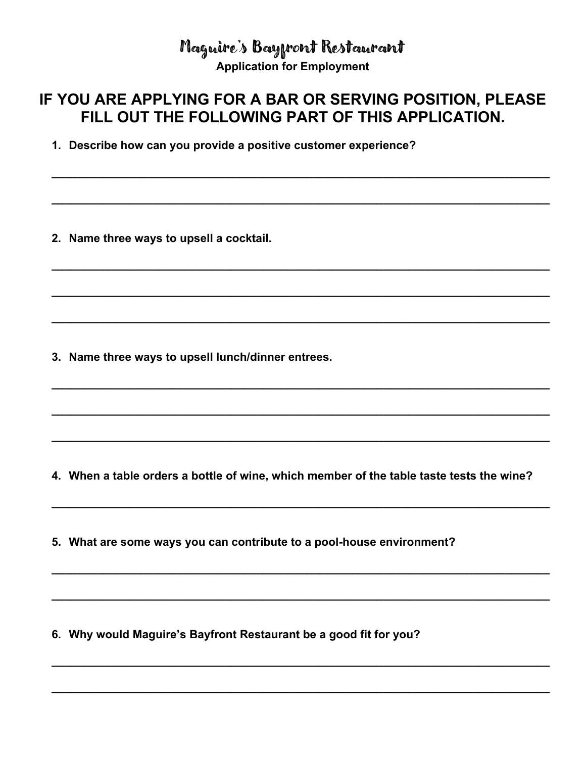# Maguire's Bayfront Restaurant

**Application for Employment**

## IF YOU ARE APPLYING FOR A BAR OR SERVING POSITION, PLEASE FILL OUT THE FOLLOWING PART OF THIS APPLICATION.

1. **Describe how can you provide a positive customer experience?**

______________________________________________________________________________

______________________________________________________________________________

2. **Name three ways to upsell a cocktail.**

______________________________________________________________________________

______________________________________________________________________________

______________________________________________________________________________

3. **Name three ways to upsell lunch/dinner entrees.**

______________________________________________________________________________

______________________________________________________________________________

______________________________________________________________________________

4. **When a table orders a bottle of wine, which member of the table taste tests the wine?**

______________________________________________________________________________

5. **What are some ways you can contribute to a pool-house environment?**

______________________________________________________________________________

______________________________________________________________________________

6. **Why would Maguire's Bayfront Restaurant be a good fit for you?**

______________________________________________________________________________

______________________________________________________________________________